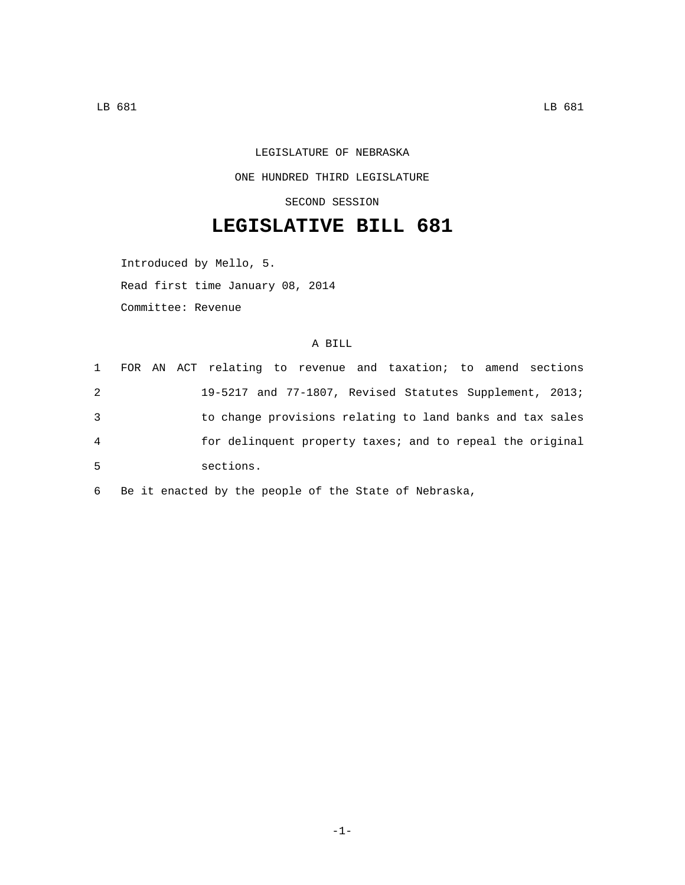LEGISLATURE OF NEBRASKA

ONE HUNDRED THIRD LEGISLATURE

SECOND SESSION

# LEGISLATIVE BILL 681

Introduced by Mello, 5.

Read first time January 08, 2014

Committee: Revenue

A BILL

1 FOR AN ACT relating to revenue and taxation; to amend sections
2 19-5217 and 77-1807, Revised Statutes Supplement, 2013;
3 to change provisions relating to land banks and tax sales
4 for delinquent property taxes; and to repeal the original
5 sections.
6 Be it enacted by the people of the State of Nebraska,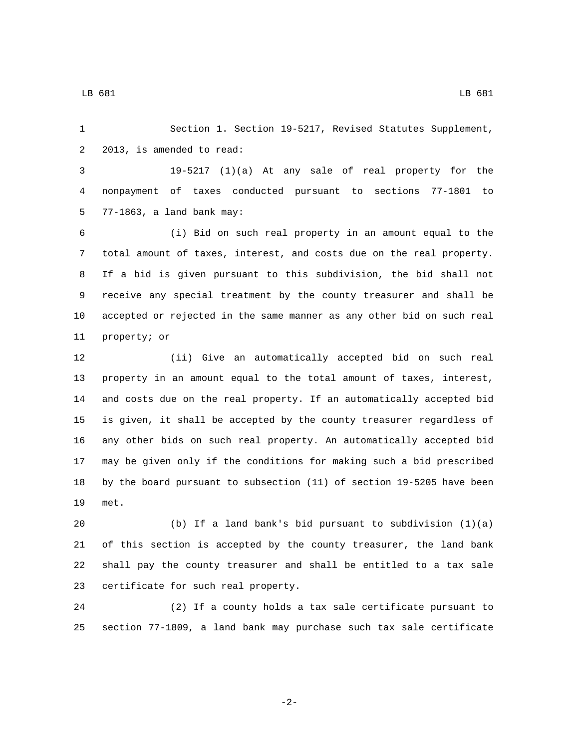Section 1. Section 19-5217, Revised Statutes Supplement, 2013, is amended to read:

19-5217 (1)(a) At any sale of real property for the nonpayment of taxes conducted pursuant to sections 77-1801 to 77-1863, a land bank may:

(i) Bid on such real property in an amount equal to the total amount of taxes, interest, and costs due on the real property. If a bid is given pursuant to this subdivision, the bid shall not receive any special treatment by the county treasurer and shall be accepted or rejected in the same manner as any other bid on such real property; or

(ii) Give an automatically accepted bid on such real property in an amount equal to the total amount of taxes, interest, and costs due on the real property. If an automatically accepted bid is given, it shall be accepted by the county treasurer regardless of any other bids on such real property. An automatically accepted bid may be given only if the conditions for making such a bid prescribed by the board pursuant to subsection (11) of section 19-5205 have been met.

(b) If a land bank's bid pursuant to subdivision (1)(a) of this section is accepted by the county treasurer, the land bank shall pay the county treasurer and shall be entitled to a tax sale certificate for such real property.

(2) If a county holds a tax sale certificate pursuant to section 77-1809, a land bank may purchase such tax sale certificate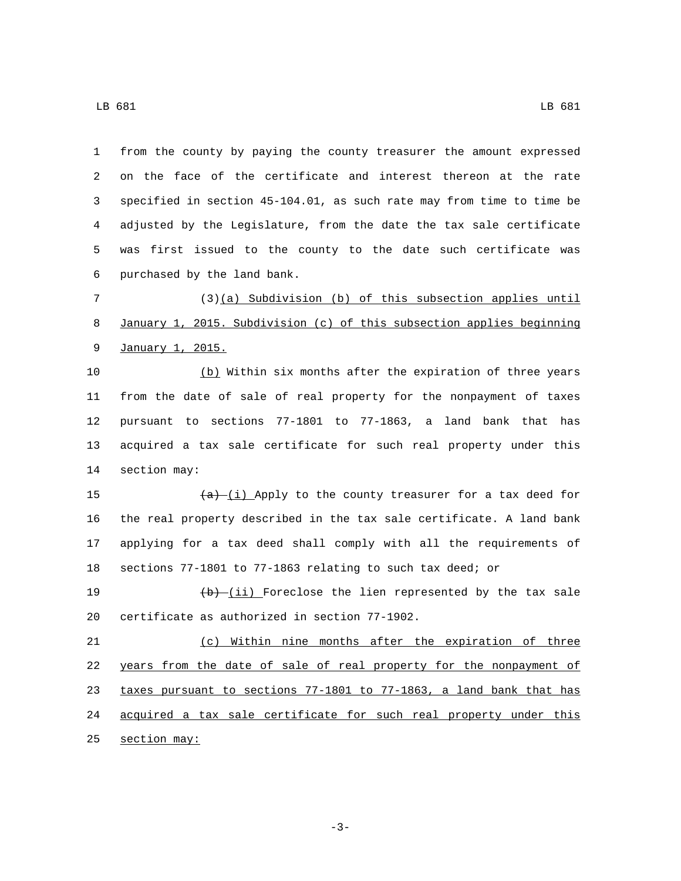from the county by paying the county treasurer the amount expressed on the face of the certificate and interest thereon at the rate specified in section 45-104.01, as such rate may from time to time be adjusted by the Legislature, from the date the tax sale certificate was first issued to the county to the date such certificate was purchased by the land bank.

(3)(a) Subdivision (b) of this subsection applies until January 1, 2015. Subdivision (c) of this subsection applies beginning January 1, 2015.

(b) Within six months after the expiration of three years from the date of sale of real property for the nonpayment of taxes pursuant to sections 77-1801 to 77-1863, a land bank that has acquired a tax sale certificate for such real property under this section may:

~~(a)~~ (i) Apply to the county treasurer for a tax deed for the real property described in the tax sale certificate. A land bank applying for a tax deed shall comply with all the requirements of sections 77-1801 to 77-1863 relating to such tax deed; or

~~(b)~~ (ii) Foreclose the lien represented by the tax sale certificate as authorized in section 77-1902.

(c) Within nine months after the expiration of three years from the date of sale of real property for the nonpayment of taxes pursuant to sections 77-1801 to 77-1863, a land bank that has acquired a tax sale certificate for such real property under this section may: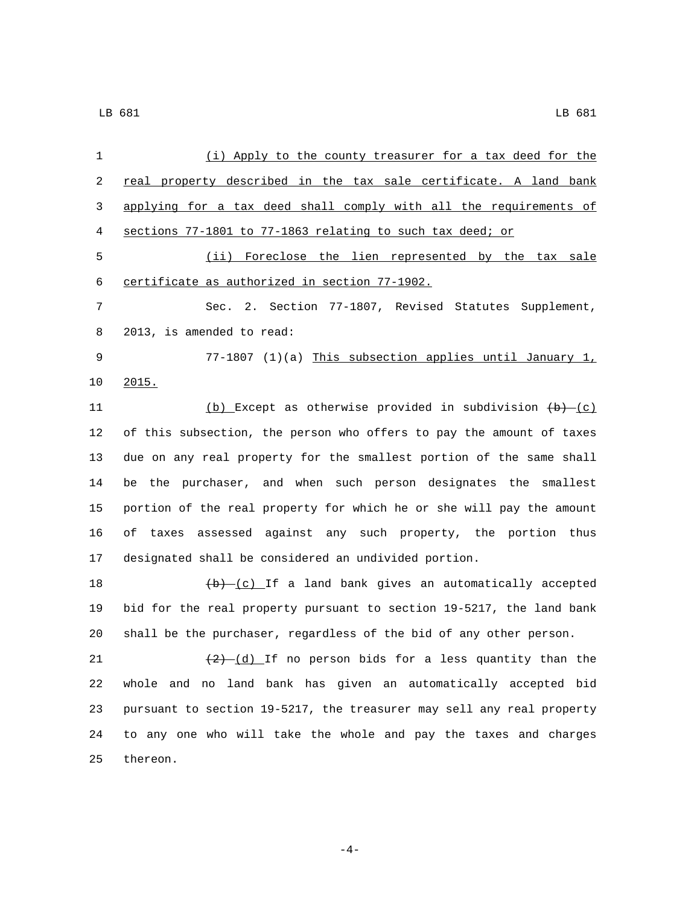(i) Apply to the county treasurer for a tax deed for the real property described in the tax sale certificate. A land bank applying for a tax deed shall comply with all the requirements of sections 77-1801 to 77-1863 relating to such tax deed; or

(ii) Foreclose the lien represented by the tax sale certificate as authorized in section 77-1902.

Sec. 2. Section 77-1807, Revised Statutes Supplement, 2013, is amended to read:

77-1807 (1)(a) This subsection applies until January 1, 2015.

(b) Except as otherwise provided in subdivision ~~(b)~~ (c) of this subsection, the person who offers to pay the amount of taxes due on any real property for the smallest portion of the same shall be the purchaser, and when such person designates the smallest portion of the real property for which he or she will pay the amount of taxes assessed against any such property, the portion thus designated shall be considered an undivided portion.

~~(b)~~ (c) If a land bank gives an automatically accepted bid for the real property pursuant to section 19-5217, the land bank shall be the purchaser, regardless of the bid of any other person.

~~(2)~~ (d) If no person bids for a less quantity than the whole and no land bank has given an automatically accepted bid pursuant to section 19-5217, the treasurer may sell any real property to any one who will take the whole and pay the taxes and charges thereon.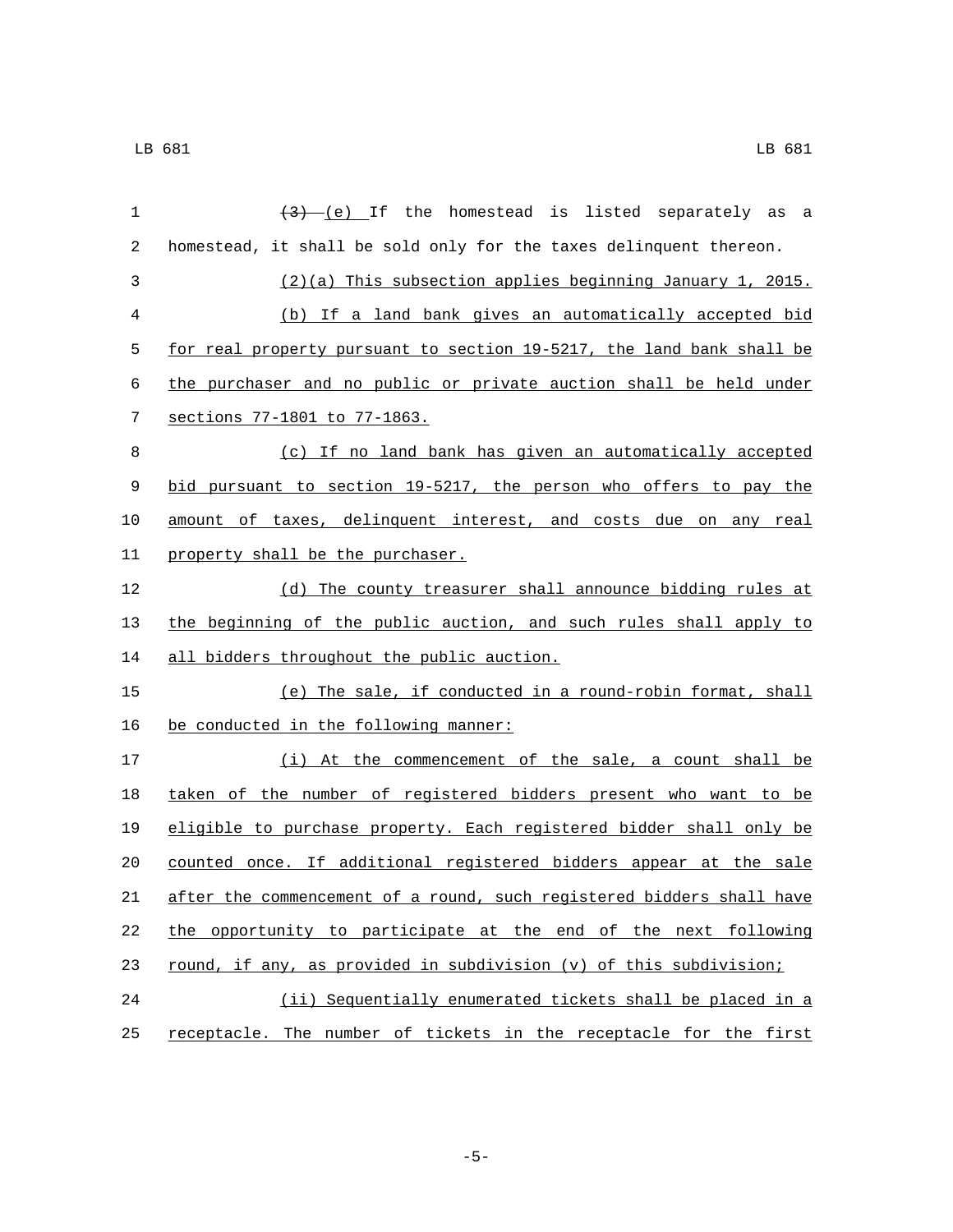~~(3)~~ (e) If the homestead is listed separately as a homestead, it shall be sold only for the taxes delinquent thereon.

(2)(a) This subsection applies beginning January 1, 2015.

(b) If a land bank gives an automatically accepted bid for real property pursuant to section 19-5217, the land bank shall be the purchaser and no public or private auction shall be held under sections 77-1801 to 77-1863.

(c) If no land bank has given an automatically accepted bid pursuant to section 19-5217, the person who offers to pay the amount of taxes, delinquent interest, and costs due on any real property shall be the purchaser.

(d) The county treasurer shall announce bidding rules at the beginning of the public auction, and such rules shall apply to all bidders throughout the public auction.

(e) The sale, if conducted in a round-robin format, shall be conducted in the following manner:

(i) At the commencement of the sale, a count shall be taken of the number of registered bidders present who want to be eligible to purchase property. Each registered bidder shall only be counted once. If additional registered bidders appear at the sale after the commencement of a round, such registered bidders shall have the opportunity to participate at the end of the next following round, if any, as provided in subdivision (v) of this subdivision;

(ii) Sequentially enumerated tickets shall be placed in a receptacle. The number of tickets in the receptacle for the first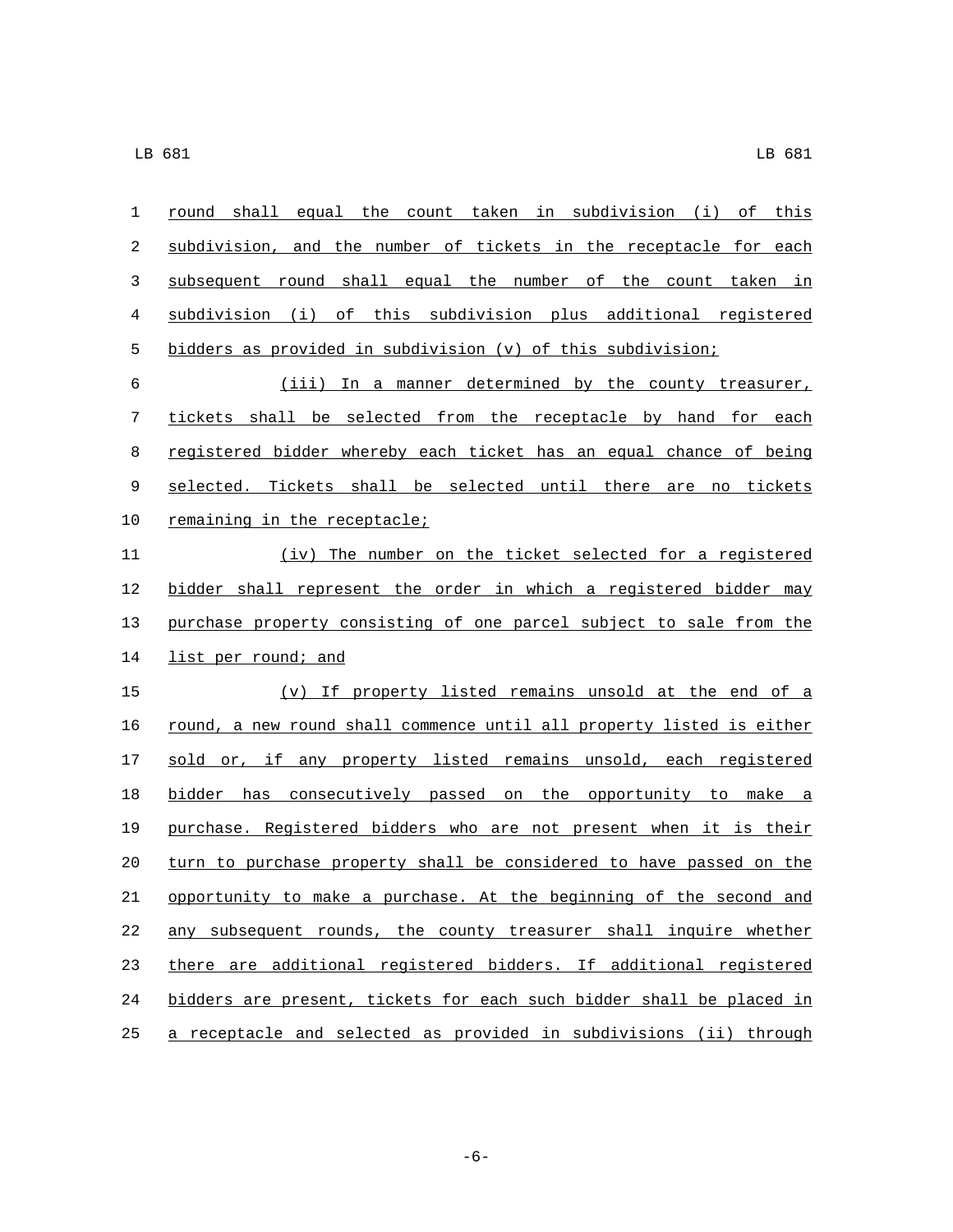round shall equal the count taken in subdivision (i) of this subdivision, and the number of tickets in the receptacle for each subsequent round shall equal the number of the count taken in subdivision (i) of this subdivision plus additional registered bidders as provided in subdivision (v) of this subdivision;

(iii) In a manner determined by the county treasurer, tickets shall be selected from the receptacle by hand for each registered bidder whereby each ticket has an equal chance of being selected. Tickets shall be selected until there are no tickets remaining in the receptacle;

(iv) The number on the ticket selected for a registered bidder shall represent the order in which a registered bidder may purchase property consisting of one parcel subject to sale from the list per round; and

(v) If property listed remains unsold at the end of a round, a new round shall commence until all property listed is either sold or, if any property listed remains unsold, each registered bidder has consecutively passed on the opportunity to make a purchase. Registered bidders who are not present when it is their turn to purchase property shall be considered to have passed on the opportunity to make a purchase. At the beginning of the second and any subsequent rounds, the county treasurer shall inquire whether there are additional registered bidders. If additional registered bidders are present, tickets for each such bidder shall be placed in a receptacle and selected as provided in subdivisions (ii) through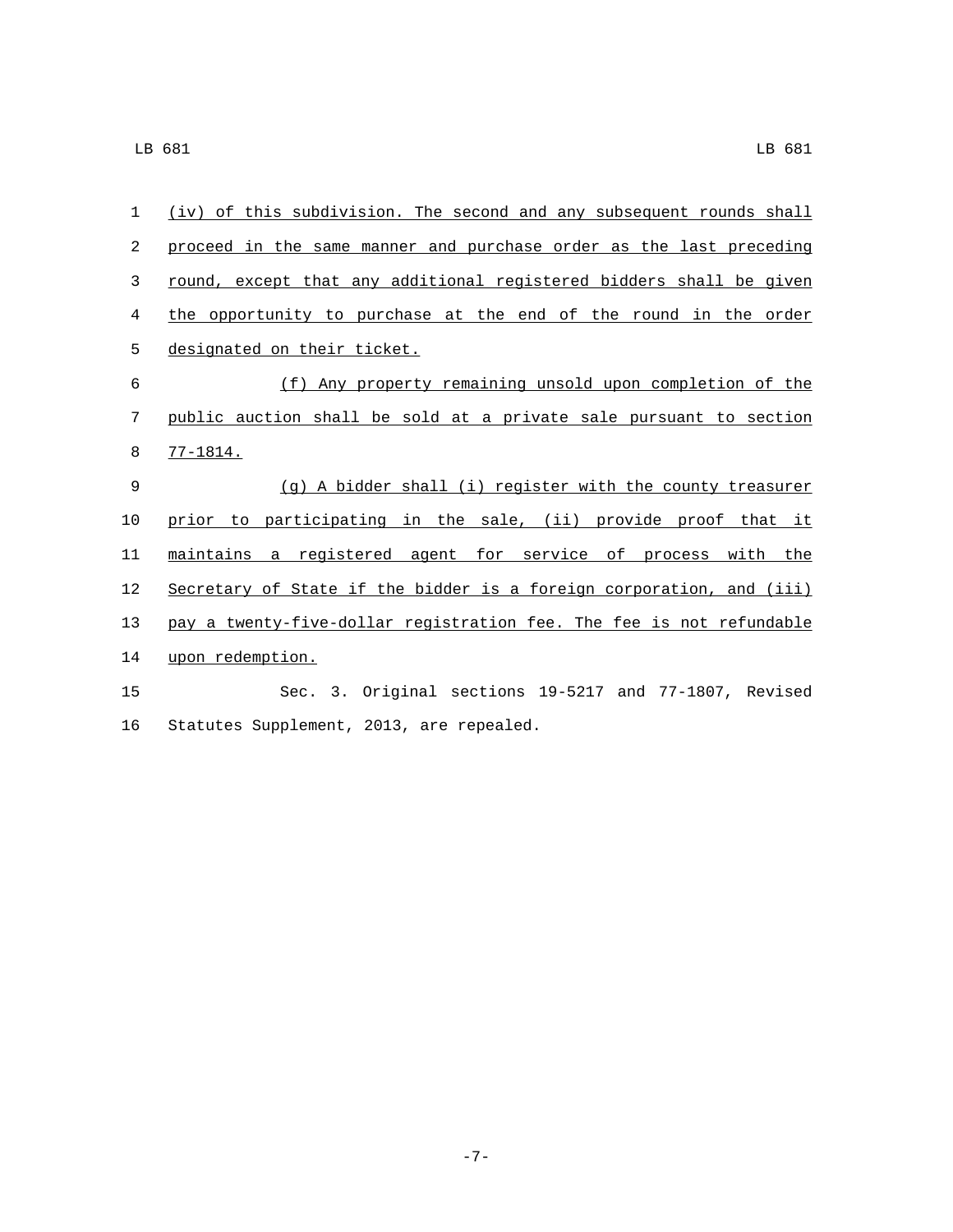(iv) of this subdivision. The second and any subsequent rounds shall proceed in the same manner and purchase order as the last preceding round, except that any additional registered bidders shall be given the opportunity to purchase at the end of the round in the order designated on their ticket.

(f) Any property remaining unsold upon completion of the public auction shall be sold at a private sale pursuant to section 77-1814.

(g) A bidder shall (i) register with the county treasurer prior to participating in the sale, (ii) provide proof that it maintains a registered agent for service of process with the Secretary of State if the bidder is a foreign corporation, and (iii) pay a twenty-five-dollar registration fee. The fee is not refundable upon redemption.

Sec. 3. Original sections 19-5217 and 77-1807, Revised Statutes Supplement, 2013, are repealed.